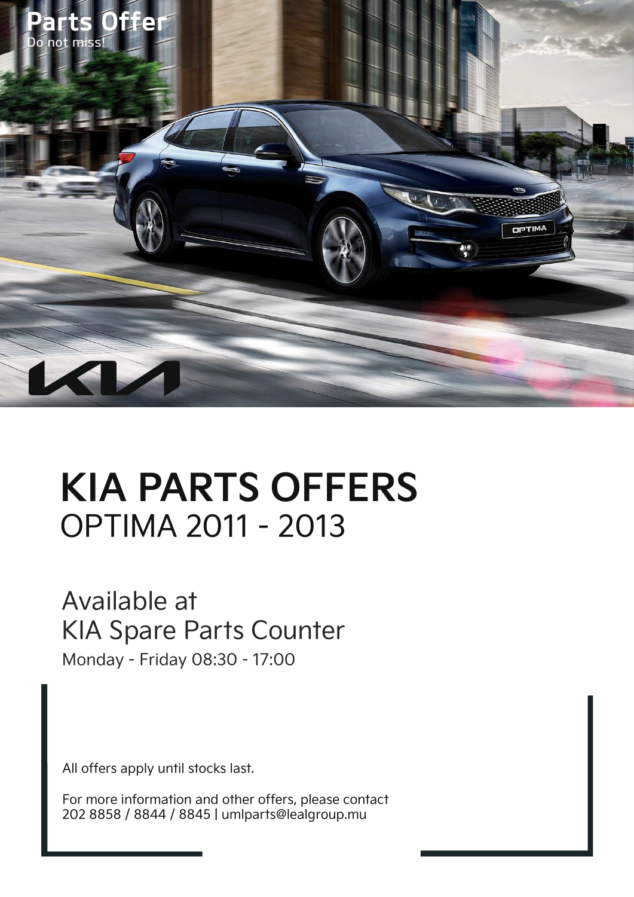**Parts Offer**

Do not miss!

# KIA PARTS OFFERS

## OPTIMA 2011 - 2013

Available at
KIA Spare Parts Counter

Monday - Friday 08:30 - 17:00

All offers apply until stocks last.

For more information and other offers, please contact
202 8858 / 8844 / 8845 | umlparts@lealgroup.mu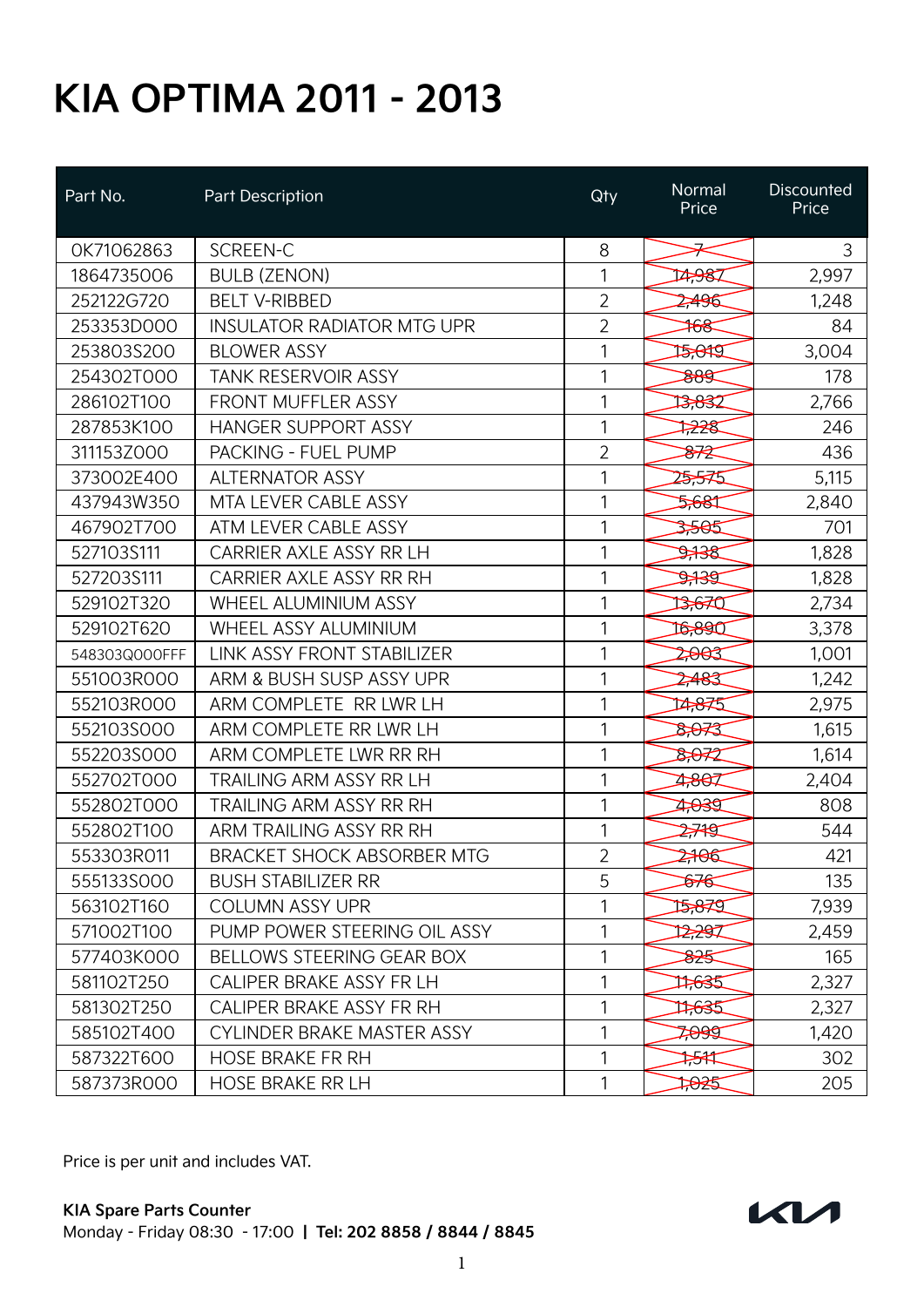# KIA OPTIMA 2011 - 2013

| Part No. | Part Description | Qty | Normal Price | Discounted Price |
|---|---|---|---|---|
| 0K71062863 | SCREEN-C | 8 | ~~7~~ | 3 |
| 1864735006 | BULB (ZENON) | 1 | ~~14,987~~ | 2,997 |
| 252122G720 | BELT V-RIBBED | 2 | ~~2,496~~ | 1,248 |
| 253353D000 | INSULATOR RADIATOR MTG UPR | 2 | ~~168~~ | 84 |
| 253803S200 | BLOWER ASSY | 1 | ~~15,019~~ | 3,004 |
| 254302T000 | TANK RESERVOIR ASSY | 1 | ~~889~~ | 178 |
| 286102T100 | FRONT MUFFLER ASSY | 1 | ~~13,832~~ | 2,766 |
| 287853K100 | HANGER SUPPORT ASSY | 1 | ~~1,228~~ | 246 |
| 311153Z000 | PACKING - FUEL PUMP | 2 | ~~872~~ | 436 |
| 373002E400 | ALTERNATOR ASSY | 1 | ~~25,575~~ | 5,115 |
| 437943W350 | MTA LEVER CABLE ASSY | 1 | ~~5,681~~ | 2,840 |
| 467902T700 | ATM LEVER CABLE ASSY | 1 | ~~3,505~~ | 701 |
| 527103S111 | CARRIER AXLE ASSY RR LH | 1 | ~~9,138~~ | 1,828 |
| 527203S111 | CARRIER AXLE ASSY RR RH | 1 | ~~9,139~~ | 1,828 |
| 529102T320 | WHEEL ALUMINIUM ASSY | 1 | ~~13,670~~ | 2,734 |
| 529102T620 | WHEEL ASSY ALUMINIUM | 1 | ~~16,890~~ | 3,378 |
| 548303Q000FFF | LINK ASSY FRONT STABILIZER | 1 | ~~2,003~~ | 1,001 |
| 551003R000 | ARM & BUSH SUSP ASSY UPR | 1 | ~~2,483~~ | 1,242 |
| 552103R000 | ARM COMPLETE RR LWR LH | 1 | ~~14,875~~ | 2,975 |
| 552103S000 | ARM COMPLETE RR LWR LH | 1 | ~~8,073~~ | 1,615 |
| 552203S000 | ARM COMPLETE LWR RR RH | 1 | ~~8,072~~ | 1,614 |
| 552702T000 | TRAILING ARM ASSY RR LH | 1 | ~~4,807~~ | 2,404 |
| 552802T000 | TRAILING ARM ASSY RR RH | 1 | ~~4,039~~ | 808 |
| 552802T100 | ARM TRAILING ASSY RR RH | 1 | ~~2,719~~ | 544 |
| 553303R011 | BRACKET SHOCK ABSORBER MTG | 2 | ~~2,106~~ | 421 |
| 555133S000 | BUSH STABILIZER RR | 5 | ~~676~~ | 135 |
| 563102T160 | COLUMN ASSY UPR | 1 | ~~15,879~~ | 7,939 |
| 571002T100 | PUMP POWER STEERING OIL ASSY | 1 | ~~12,297~~ | 2,459 |
| 577403K000 | BELLOWS STEERING GEAR BOX | 1 | ~~825~~ | 165 |
| 581102T250 | CALIPER BRAKE ASSY FR LH | 1 | ~~11,635~~ | 2,327 |
| 581302T250 | CALIPER BRAKE ASSY FR RH | 1 | ~~11,635~~ | 2,327 |
| 585102T400 | CYLINDER BRAKE MASTER ASSY | 1 | ~~7,099~~ | 1,420 |
| 587322T600 | HOSE BRAKE FR RH | 1 | ~~1,511~~ | 302 |
| 587373R000 | HOSE BRAKE RR LH | 1 | ~~1,025~~ | 205 |

Price is per unit and includes VAT.

**KIA Spare Parts Counter**
Monday - Friday 08:30 - 17:00 | **Tel: 202 8858 / 8844 / 8845**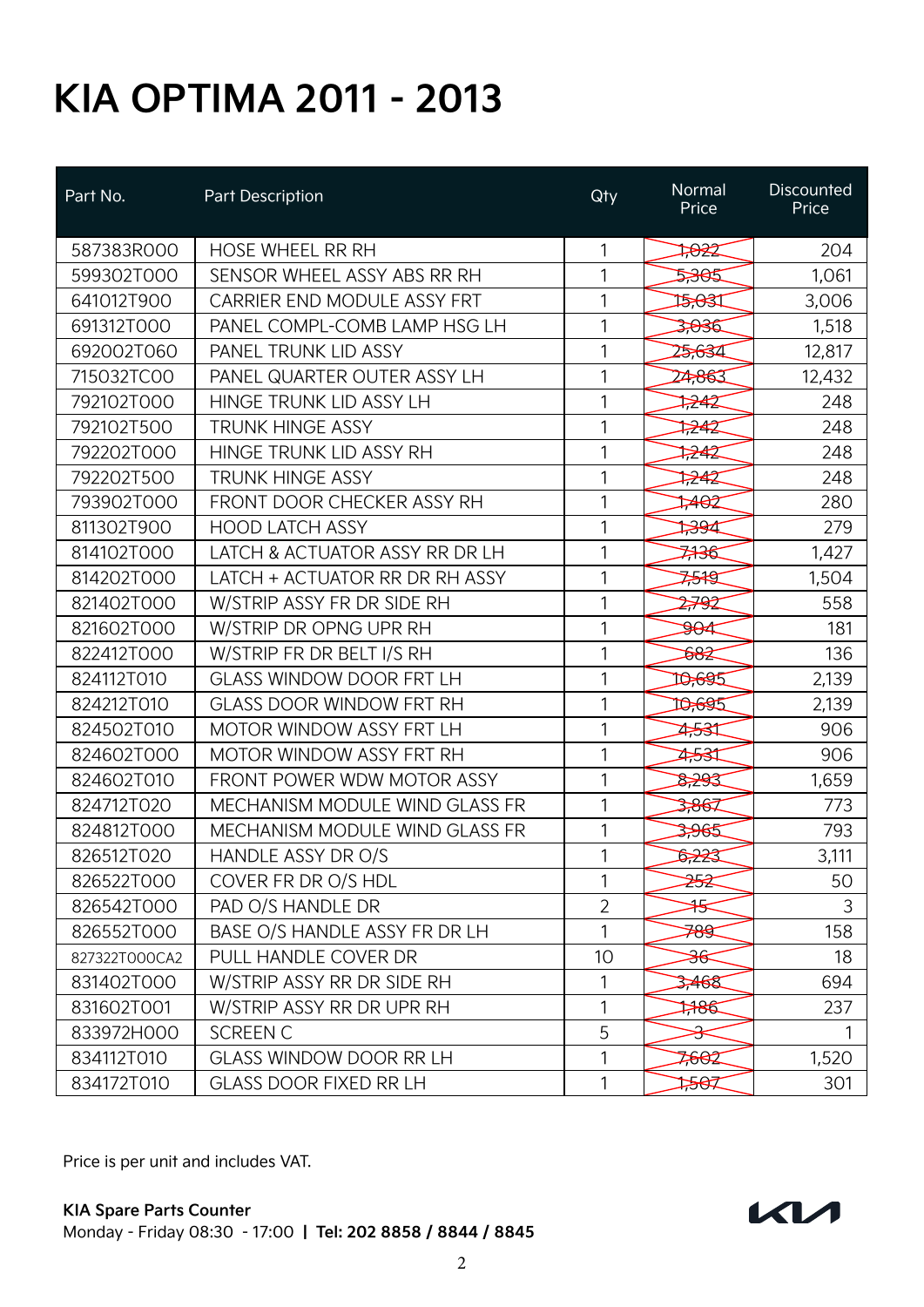# KIA OPTIMA 2011 - 2013

| Part No. | Part Description | Qty | Normal Price | Discounted Price |
|---|---|---|---|---|
| 587383R000 | HOSE WHEEL RR RH | 1 | ~~1,022~~ | 204 |
| 599302T000 | SENSOR WHEEL ASSY ABS RR RH | 1 | ~~5,305~~ | 1,061 |
| 641012T900 | CARRIER END MODULE ASSY FRT | 1 | ~~15,031~~ | 3,006 |
| 691312T000 | PANEL COMPL-COMB LAMP HSG LH | 1 | ~~3,036~~ | 1,518 |
| 692002T060 | PANEL TRUNK LID ASSY | 1 | ~~25,634~~ | 12,817 |
| 715032TC00 | PANEL QUARTER OUTER ASSY LH | 1 | ~~24,863~~ | 12,432 |
| 792102T000 | HINGE TRUNK LID ASSY LH | 1 | ~~1,242~~ | 248 |
| 792102T500 | TRUNK HINGE ASSY | 1 | ~~1,242~~ | 248 |
| 792202T000 | HINGE TRUNK LID ASSY RH | 1 | ~~1,242~~ | 248 |
| 792202T500 | TRUNK HINGE ASSY | 1 | ~~1,242~~ | 248 |
| 793902T000 | FRONT DOOR CHECKER ASSY RH | 1 | ~~1,402~~ | 280 |
| 811302T900 | HOOD LATCH ASSY | 1 | ~~1,394~~ | 279 |
| 814102T000 | LATCH & ACTUATOR ASSY RR DR LH | 1 | ~~7,136~~ | 1,427 |
| 814202T000 | LATCH + ACTUATOR RR DR RH ASSY | 1 | ~~7,519~~ | 1,504 |
| 821402T000 | W/STRIP ASSY FR DR SIDE RH | 1 | ~~2,792~~ | 558 |
| 821602T000 | W/STRIP DR OPNG UPR RH | 1 | ~~904~~ | 181 |
| 822412T000 | W/STRIP FR DR BELT I/S RH | 1 | ~~682~~ | 136 |
| 824112T010 | GLASS WINDOW DOOR FRT LH | 1 | ~~10,695~~ | 2,139 |
| 824212T010 | GLASS DOOR WINDOW FRT RH | 1 | ~~10,695~~ | 2,139 |
| 824502T010 | MOTOR WINDOW ASSY FRT LH | 1 | ~~4,531~~ | 906 |
| 824602T000 | MOTOR WINDOW ASSY FRT RH | 1 | ~~4,531~~ | 906 |
| 824602T010 | FRONT POWER WDW MOTOR ASSY | 1 | ~~8,293~~ | 1,659 |
| 824712T020 | MECHANISM MODULE WIND GLASS FR | 1 | ~~3,867~~ | 773 |
| 824812T000 | MECHANISM MODULE WIND GLASS FR | 1 | ~~3,965~~ | 793 |
| 826512T020 | HANDLE ASSY DR O/S | 1 | ~~6,223~~ | 3,111 |
| 826522T000 | COVER FR DR O/S HDL | 1 | ~~252~~ | 50 |
| 826542T000 | PAD O/S HANDLE DR | 2 | ~~15~~ | 3 |
| 826552T000 | BASE O/S HANDLE ASSY FR DR LH | 1 | ~~789~~ | 158 |
| 827322T000CA2 | PULL HANDLE COVER DR | 10 | ~~36~~ | 18 |
| 831402T000 | W/STRIP ASSY RR DR SIDE RH | 1 | ~~3,468~~ | 694 |
| 831602T001 | W/STRIP ASSY RR DR UPR RH | 1 | ~~1,186~~ | 237 |
| 833972H000 | SCREEN C | 5 | ~~3~~ | 1 |
| 834112T010 | GLASS WINDOW DOOR RR LH | 1 | ~~7,602~~ | 1,520 |
| 834172T010 | GLASS DOOR FIXED RR LH | 1 | ~~1,507~~ | 301 |

Price is per unit and includes VAT.

**KIA Spare Parts Counter**
Monday - Friday 08:30 - 17:00 | **Tel: 202 8858 / 8844 / 8845**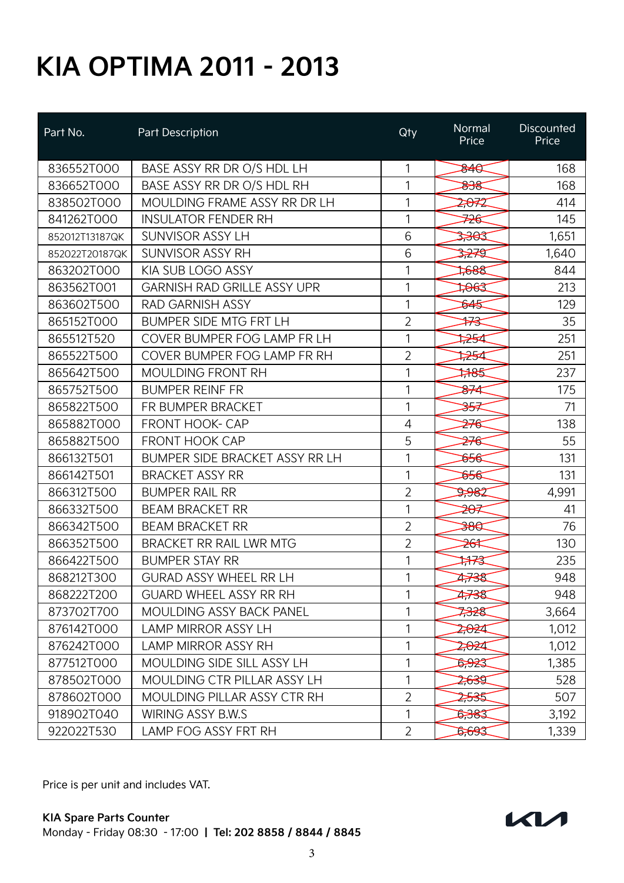# KIA OPTIMA 2011 - 2013

| Part No. | Part Description | Qty | Normal Price | Discounted Price |
|---|---|---|---|---|
| 836552T000 | BASE ASSY RR DR O/S HDL LH | 1 | ~~840~~ | 168 |
| 836652T000 | BASE ASSY RR DR O/S HDL RH | 1 | ~~838~~ | 168 |
| 838502T000 | MOULDING FRAME ASSY RR DR LH | 1 | ~~2,072~~ | 414 |
| 841262T000 | INSULATOR FENDER RH | 1 | ~~726~~ | 145 |
| 852012T13187QK | SUNVISOR ASSY LH | 6 | ~~3,303~~ | 1,651 |
| 852022T20187QK | SUNVISOR ASSY RH | 6 | ~~3,279~~ | 1,640 |
| 863202T000 | KIA SUB LOGO ASSY | 1 | ~~1,688~~ | 844 |
| 863562T001 | GARNISH RAD GRILLE ASSY UPR | 1 | ~~1,063~~ | 213 |
| 863602T500 | RAD GARNISH ASSY | 1 | ~~645~~ | 129 |
| 865152T000 | BUMPER SIDE MTG FRT LH | 2 | ~~173~~ | 35 |
| 865512T520 | COVER BUMPER FOG LAMP FR LH | 1 | ~~1,254~~ | 251 |
| 865522T500 | COVER BUMPER FOG LAMP FR RH | 2 | ~~1,254~~ | 251 |
| 865642T500 | MOULDING FRONT RH | 1 | ~~1,185~~ | 237 |
| 865752T500 | BUMPER REINF FR | 1 | ~~874~~ | 175 |
| 865822T500 | FR BUMPER BRACKET | 1 | ~~357~~ | 71 |
| 865882T000 | FRONT HOOK- CAP | 4 | ~~276~~ | 138 |
| 865882T500 | FRONT HOOK CAP | 5 | ~~276~~ | 55 |
| 866132T501 | BUMPER SIDE BRACKET ASSY RR LH | 1 | ~~656~~ | 131 |
| 866142T501 | BRACKET ASSY RR | 1 | ~~656~~ | 131 |
| 866312T500 | BUMPER RAIL RR | 2 | ~~9,982~~ | 4,991 |
| 866332T500 | BEAM BRACKET RR | 1 | ~~207~~ | 41 |
| 866342T500 | BEAM BRACKET RR | 2 | ~~380~~ | 76 |
| 866352T500 | BRACKET RR RAIL LWR MTG | 2 | ~~261~~ | 130 |
| 866422T500 | BUMPER STAY RR | 1 | ~~1,173~~ | 235 |
| 868212T300 | GURAD ASSY WHEEL RR LH | 1 | ~~4,738~~ | 948 |
| 868222T200 | GUARD WHEEL ASSY RR RH | 1 | ~~4,738~~ | 948 |
| 873702T700 | MOULDING ASSY BACK PANEL | 1 | ~~7,328~~ | 3,664 |
| 876142T000 | LAMP MIRROR ASSY LH | 1 | ~~2,024~~ | 1,012 |
| 876242T000 | LAMP MIRROR ASSY RH | 1 | ~~2,024~~ | 1,012 |
| 877512T000 | MOULDING SIDE SILL ASSY LH | 1 | ~~6,923~~ | 1,385 |
| 878502T000 | MOULDING CTR PILLAR ASSY LH | 1 | ~~2,639~~ | 528 |
| 878602T000 | MOULDING PILLAR ASSY CTR RH | 2 | ~~2,535~~ | 507 |
| 918902T040 | WIRING ASSY B.W.S | 1 | ~~6,383~~ | 3,192 |
| 922022T530 | LAMP FOG ASSY FRT RH | 2 | ~~6,693~~ | 1,339 |

Price is per unit and includes VAT.

**KIA Spare Parts Counter**
Monday - Friday 08:30 - 17:00 | **Tel: 202 8858 / 8844 / 8845**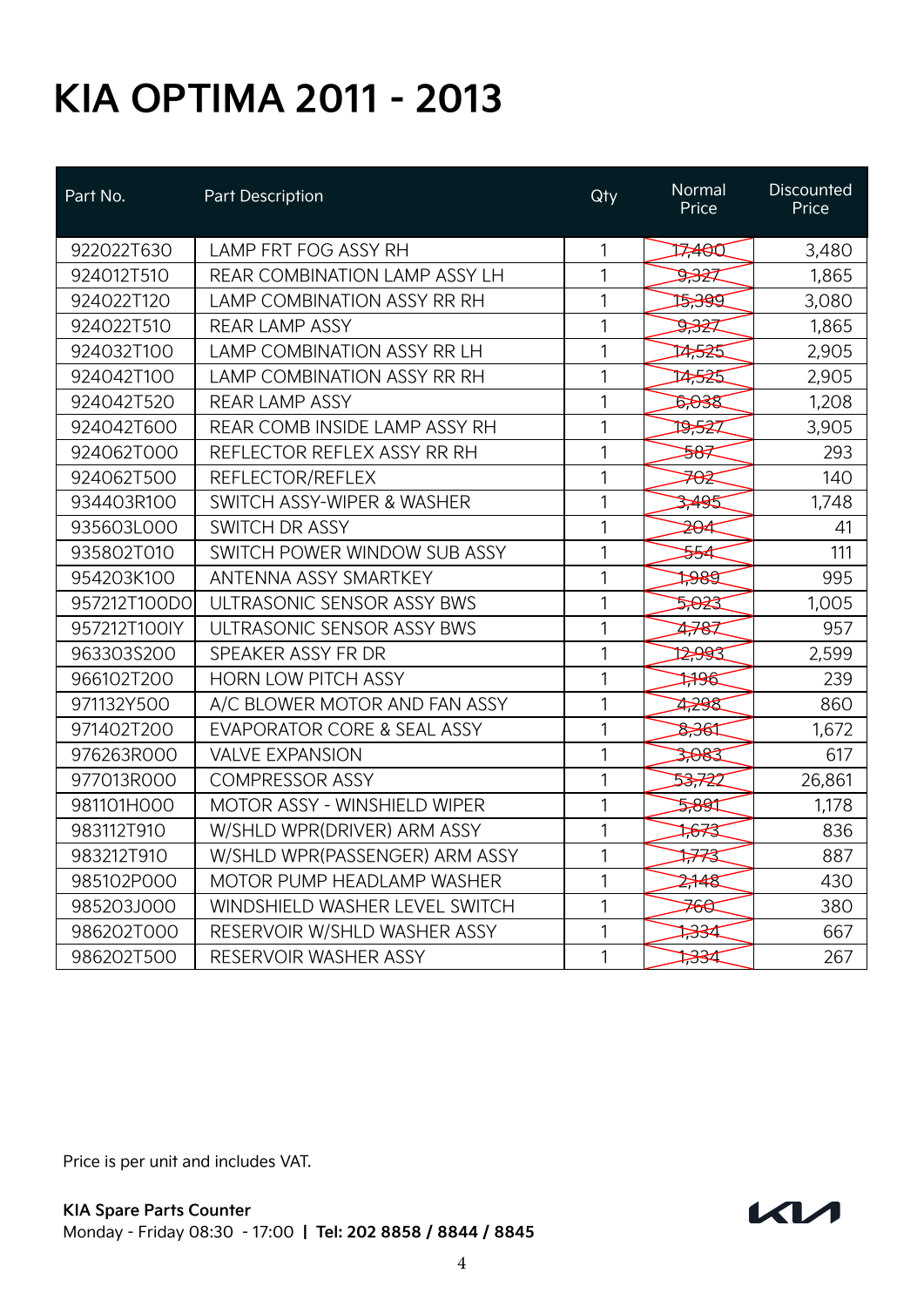# KIA OPTIMA 2011 - 2013

| Part No. | Part Description | Qty | Normal Price | Discounted Price |
|---|---|---|---|---|
| 922022T630 | LAMP FRT FOG ASSY RH | 1 | ~~17,400~~ | 3,480 |
| 924012T510 | REAR COMBINATION LAMP ASSY LH | 1 | ~~9,327~~ | 1,865 |
| 924022T120 | LAMP COMBINATION ASSY RR RH | 1 | ~~15,399~~ | 3,080 |
| 924022T510 | REAR LAMP ASSY | 1 | ~~9,327~~ | 1,865 |
| 924032T100 | LAMP COMBINATION ASSY RR LH | 1 | ~~14,525~~ | 2,905 |
| 924042T100 | LAMP COMBINATION ASSY RR RH | 1 | ~~14,525~~ | 2,905 |
| 924042T520 | REAR LAMP ASSY | 1 | ~~6,038~~ | 1,208 |
| 924042T600 | REAR COMB INSIDE LAMP ASSY RH | 1 | ~~19,527~~ | 3,905 |
| 924062T000 | REFLECTOR REFLEX ASSY RR RH | 1 | ~~587~~ | 293 |
| 924062T500 | REFLECTOR/REFLEX | 1 | ~~702~~ | 140 |
| 934403R100 | SWITCH ASSY-WIPER & WASHER | 1 | ~~3,495~~ | 1,748 |
| 935603L000 | SWITCH DR ASSY | 1 | ~~204~~ | 41 |
| 935802T010 | SWITCH POWER WINDOW SUB ASSY | 1 | ~~554~~ | 111 |
| 954203K100 | ANTENNA ASSY SMARTKEY | 1 | ~~1,989~~ | 995 |
| 957212T100DO | ULTRASONIC SENSOR ASSY BWS | 1 | ~~5,023~~ | 1,005 |
| 957212T100IY | ULTRASONIC SENSOR ASSY BWS | 1 | ~~4,787~~ | 957 |
| 963303S200 | SPEAKER ASSY FR DR | 1 | ~~12,993~~ | 2,599 |
| 966102T200 | HORN LOW PITCH ASSY | 1 | ~~1,196~~ | 239 |
| 971132Y500 | A/C BLOWER MOTOR AND FAN ASSY | 1 | ~~4,298~~ | 860 |
| 971402T200 | EVAPORATOR CORE & SEAL ASSY | 1 | ~~8,361~~ | 1,672 |
| 976263R000 | VALVE EXPANSION | 1 | ~~3,083~~ | 617 |
| 977013R000 | COMPRESSOR ASSY | 1 | ~~53,722~~ | 26,861 |
| 981101H000 | MOTOR ASSY - WINSHIELD WIPER | 1 | ~~5,891~~ | 1,178 |
| 983112T910 | W/SHLD WPR(DRIVER) ARM ASSY | 1 | ~~1,673~~ | 836 |
| 983212T910 | W/SHLD WPR(PASSENGER) ARM ASSY | 1 | ~~1,773~~ | 887 |
| 985102P000 | MOTOR PUMP HEADLAMP WASHER | 1 | ~~2,148~~ | 430 |
| 985203J000 | WINDSHIELD WASHER LEVEL SWITCH | 1 | ~~760~~ | 380 |
| 986202T000 | RESERVOIR W/SHLD WASHER ASSY | 1 | ~~1,334~~ | 667 |
| 986202T500 | RESERVOIR WASHER ASSY | 1 | ~~1,334~~ | 267 |

Price is per unit and includes VAT.

**KIA Spare Parts Counter**
Monday - Friday 08:30 - 17:00 **| Tel: 202 8858 / 8844 / 8845**